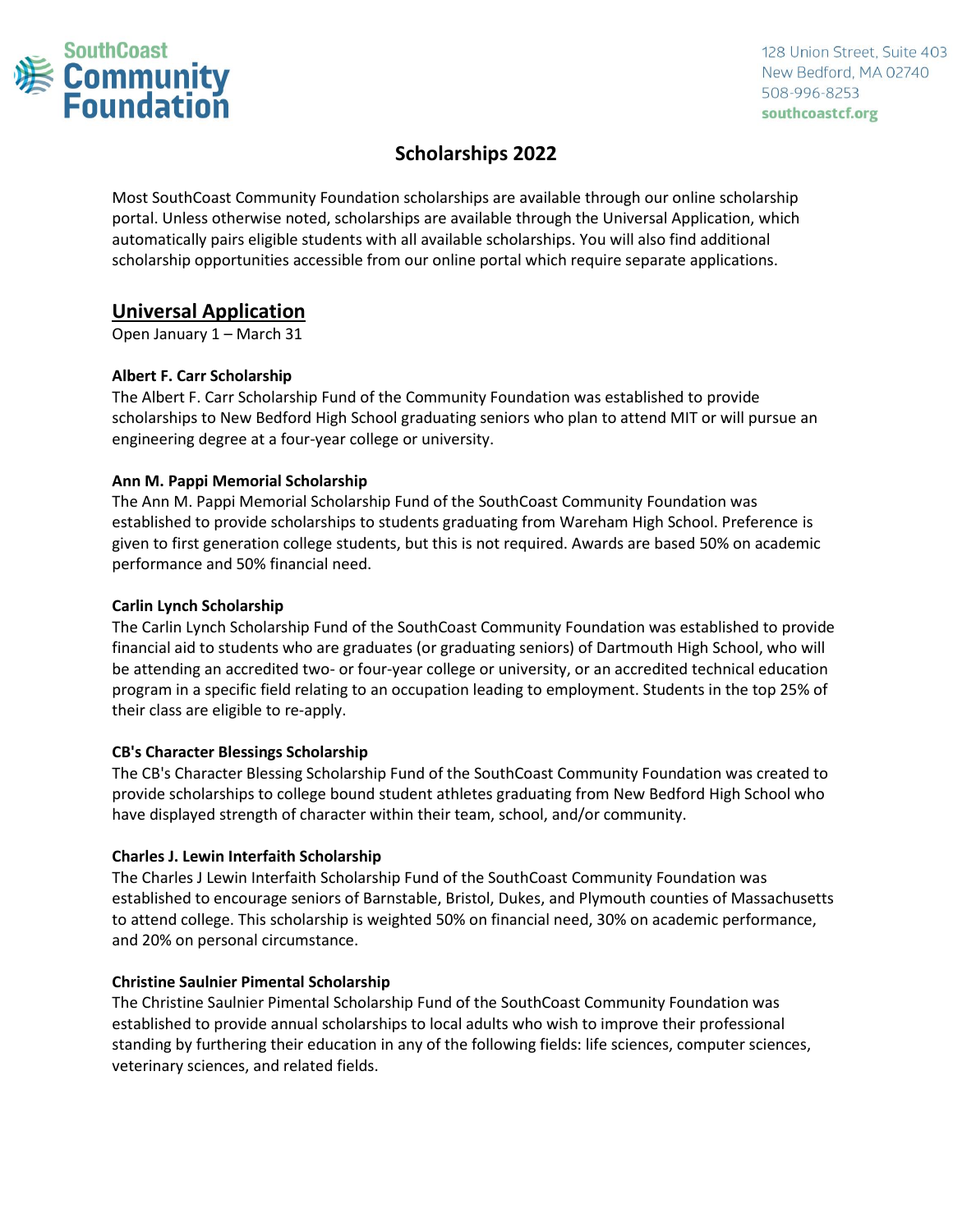SouthCoast Community Foundation

128 Union Street, Suite 403
New Bedford, MA 02740
508-996-8253
southcoastcf.org

# Scholarships 2022

Most SouthCoast Community Foundation scholarships are available through our online scholarship portal. Unless otherwise noted, scholarships are available through the Universal Application, which automatically pairs eligible students with all available scholarships. You will also find additional scholarship opportunities accessible from our online portal which require separate applications.

## Universal Application

Open January 1 – March 31

**Albert F. Carr Scholarship**
The Albert F. Carr Scholarship Fund of the Community Foundation was established to provide scholarships to New Bedford High School graduating seniors who plan to attend MIT or will pursue an engineering degree at a four-year college or university.

**Ann M. Pappi Memorial Scholarship**
The Ann M. Pappi Memorial Scholarship Fund of the SouthCoast Community Foundation was established to provide scholarships to students graduating from Wareham High School. Preference is given to first generation college students, but this is not required. Awards are based 50% on academic performance and 50% financial need.

**Carlin Lynch Scholarship**
The Carlin Lynch Scholarship Fund of the SouthCoast Community Foundation was established to provide financial aid to students who are graduates (or graduating seniors) of Dartmouth High School, who will be attending an accredited two- or four-year college or university, or an accredited technical education program in a specific field relating to an occupation leading to employment. Students in the top 25% of their class are eligible to re-apply.

**CB's Character Blessings Scholarship**
The CB's Character Blessing Scholarship Fund of the SouthCoast Community Foundation was created to provide scholarships to college bound student athletes graduating from New Bedford High School who have displayed strength of character within their team, school, and/or community.

**Charles J. Lewin Interfaith Scholarship**
The Charles J Lewin Interfaith Scholarship Fund of the SouthCoast Community Foundation was established to encourage seniors of Barnstable, Bristol, Dukes, and Plymouth counties of Massachusetts to attend college. This scholarship is weighted 50% on financial need, 30% on academic performance, and 20% on personal circumstance.

**Christine Saulnier Pimental Scholarship**
The Christine Saulnier Pimental Scholarship Fund of the SouthCoast Community Foundation was established to provide annual scholarships to local adults who wish to improve their professional standing by furthering their education in any of the following fields: life sciences, computer sciences, veterinary sciences, and related fields.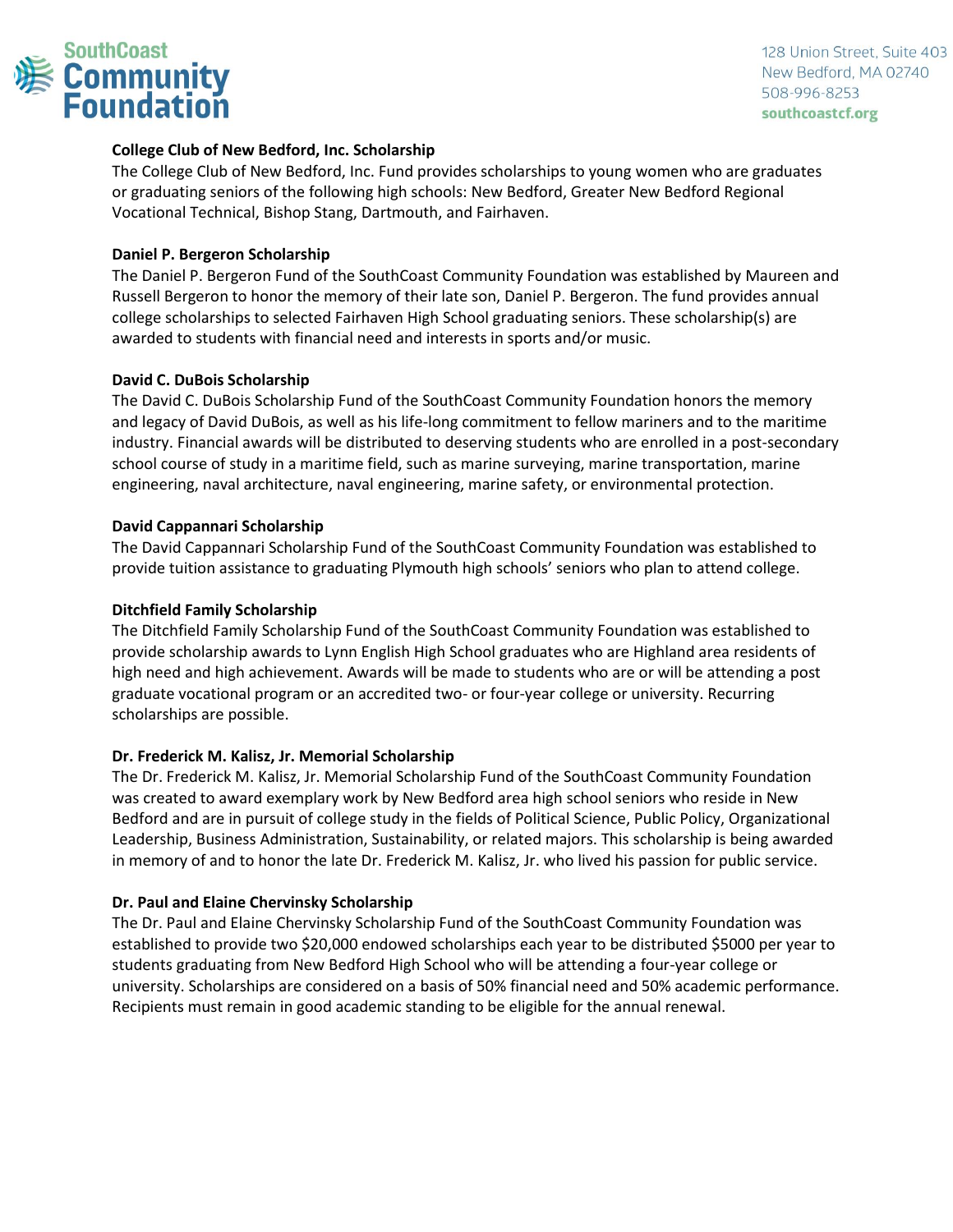**College Club of New Bedford, Inc. Scholarship**

The College Club of New Bedford, Inc. Fund provides scholarships to young women who are graduates or graduating seniors of the following high schools: New Bedford, Greater New Bedford Regional Vocational Technical, Bishop Stang, Dartmouth, and Fairhaven.

**Daniel P. Bergeron Scholarship**

The Daniel P. Bergeron Fund of the SouthCoast Community Foundation was established by Maureen and Russell Bergeron to honor the memory of their late son, Daniel P. Bergeron. The fund provides annual college scholarships to selected Fairhaven High School graduating seniors. These scholarship(s) are awarded to students with financial need and interests in sports and/or music.

**David C. DuBois Scholarship**

The David C. DuBois Scholarship Fund of the SouthCoast Community Foundation honors the memory and legacy of David DuBois, as well as his life-long commitment to fellow mariners and to the maritime industry. Financial awards will be distributed to deserving students who are enrolled in a post-secondary school course of study in a maritime field, such as marine surveying, marine transportation, marine engineering, naval architecture, naval engineering, marine safety, or environmental protection.

**David Cappannari Scholarship**

The David Cappannari Scholarship Fund of the SouthCoast Community Foundation was established to provide tuition assistance to graduating Plymouth high schools' seniors who plan to attend college.

**Ditchfield Family Scholarship**

The Ditchfield Family Scholarship Fund of the SouthCoast Community Foundation was established to provide scholarship awards to Lynn English High School graduates who are Highland area residents of high need and high achievement. Awards will be made to students who are or will be attending a post graduate vocational program or an accredited two- or four-year college or university. Recurring scholarships are possible.

**Dr. Frederick M. Kalisz, Jr. Memorial Scholarship**

The Dr. Frederick M. Kalisz, Jr. Memorial Scholarship Fund of the SouthCoast Community Foundation was created to award exemplary work by New Bedford area high school seniors who reside in New Bedford and are in pursuit of college study in the fields of Political Science, Public Policy, Organizational Leadership, Business Administration, Sustainability, or related majors. This scholarship is being awarded in memory of and to honor the late Dr. Frederick M. Kalisz, Jr. who lived his passion for public service.

**Dr. Paul and Elaine Chervinsky Scholarship**

The Dr. Paul and Elaine Chervinsky Scholarship Fund of the SouthCoast Community Foundation was established to provide two $20,000 endowed scholarships each year to be distributed $5000 per year to students graduating from New Bedford High School who will be attending a four-year college or university. Scholarships are considered on a basis of 50% financial need and 50% academic performance. Recipients must remain in good academic standing to be eligible for the annual renewal.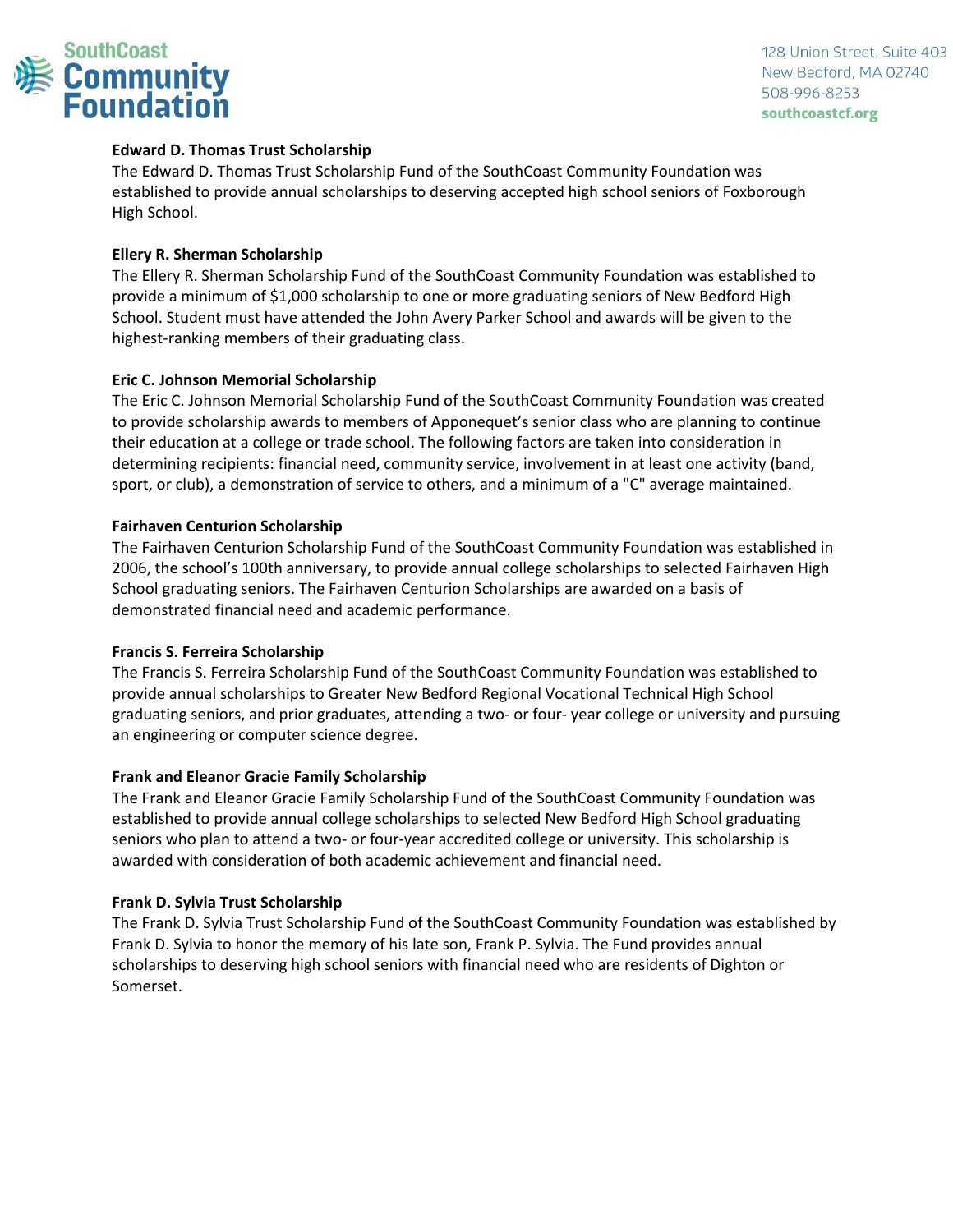**Edward D. Thomas Trust Scholarship**

The Edward D. Thomas Trust Scholarship Fund of the SouthCoast Community Foundation was established to provide annual scholarships to deserving accepted high school seniors of Foxborough High School.

**Ellery R. Sherman Scholarship**

The Ellery R. Sherman Scholarship Fund of the SouthCoast Community Foundation was established to provide a minimum of $1,000 scholarship to one or more graduating seniors of New Bedford High School. Student must have attended the John Avery Parker School and awards will be given to the highest-ranking members of their graduating class.

**Eric C. Johnson Memorial Scholarship**

The Eric C. Johnson Memorial Scholarship Fund of the SouthCoast Community Foundation was created to provide scholarship awards to members of Apponequet's senior class who are planning to continue their education at a college or trade school. The following factors are taken into consideration in determining recipients: financial need, community service, involvement in at least one activity (band, sport, or club), a demonstration of service to others, and a minimum of a "C" average maintained.

**Fairhaven Centurion Scholarship**

The Fairhaven Centurion Scholarship Fund of the SouthCoast Community Foundation was established in 2006, the school's 100th anniversary, to provide annual college scholarships to selected Fairhaven High School graduating seniors. The Fairhaven Centurion Scholarships are awarded on a basis of demonstrated financial need and academic performance.

**Francis S. Ferreira Scholarship**

The Francis S. Ferreira Scholarship Fund of the SouthCoast Community Foundation was established to provide annual scholarships to Greater New Bedford Regional Vocational Technical High School graduating seniors, and prior graduates, attending a two- or four- year college or university and pursuing an engineering or computer science degree.

**Frank and Eleanor Gracie Family Scholarship**

The Frank and Eleanor Gracie Family Scholarship Fund of the SouthCoast Community Foundation was established to provide annual college scholarships to selected New Bedford High School graduating seniors who plan to attend a two- or four-year accredited college or university. This scholarship is awarded with consideration of both academic achievement and financial need.

**Frank D. Sylvia Trust Scholarship**

The Frank D. Sylvia Trust Scholarship Fund of the SouthCoast Community Foundation was established by Frank D. Sylvia to honor the memory of his late son, Frank P. Sylvia. The Fund provides annual scholarships to deserving high school seniors with financial need who are residents of Dighton or Somerset.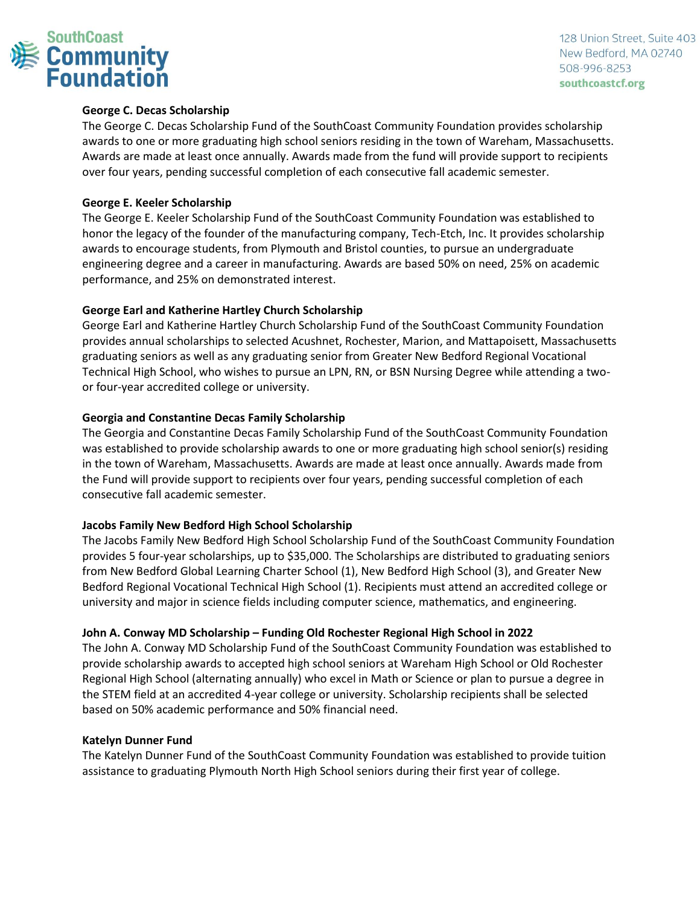**George C. Decas Scholarship**

The George C. Decas Scholarship Fund of the SouthCoast Community Foundation provides scholarship awards to one or more graduating high school seniors residing in the town of Wareham, Massachusetts. Awards are made at least once annually. Awards made from the fund will provide support to recipients over four years, pending successful completion of each consecutive fall academic semester.

**George E. Keeler Scholarship**

The George E. Keeler Scholarship Fund of the SouthCoast Community Foundation was established to honor the legacy of the founder of the manufacturing company, Tech-Etch, Inc. It provides scholarship awards to encourage students, from Plymouth and Bristol counties, to pursue an undergraduate engineering degree and a career in manufacturing. Awards are based 50% on need, 25% on academic performance, and 25% on demonstrated interest.

**George Earl and Katherine Hartley Church Scholarship**

George Earl and Katherine Hartley Church Scholarship Fund of the SouthCoast Community Foundation provides annual scholarships to selected Acushnet, Rochester, Marion, and Mattapoisett, Massachusetts graduating seniors as well as any graduating senior from Greater New Bedford Regional Vocational Technical High School, who wishes to pursue an LPN, RN, or BSN Nursing Degree while attending a two- or four-year accredited college or university.

**Georgia and Constantine Decas Family Scholarship**

The Georgia and Constantine Decas Family Scholarship Fund of the SouthCoast Community Foundation was established to provide scholarship awards to one or more graduating high school senior(s) residing in the town of Wareham, Massachusetts. Awards are made at least once annually. Awards made from the Fund will provide support to recipients over four years, pending successful completion of each consecutive fall academic semester.

**Jacobs Family New Bedford High School Scholarship**

The Jacobs Family New Bedford High School Scholarship Fund of the SouthCoast Community Foundation provides 5 four-year scholarships, up to $35,000. The Scholarships are distributed to graduating seniors from New Bedford Global Learning Charter School (1), New Bedford High School (3), and Greater New Bedford Regional Vocational Technical High School (1). Recipients must attend an accredited college or university and major in science fields including computer science, mathematics, and engineering.

**John A. Conway MD Scholarship – Funding Old Rochester Regional High School in 2022**

The John A. Conway MD Scholarship Fund of the SouthCoast Community Foundation was established to provide scholarship awards to accepted high school seniors at Wareham High School or Old Rochester Regional High School (alternating annually) who excel in Math or Science or plan to pursue a degree in the STEM field at an accredited 4-year college or university. Scholarship recipients shall be selected based on 50% academic performance and 50% financial need.

**Katelyn Dunner Fund**

The Katelyn Dunner Fund of the SouthCoast Community Foundation was established to provide tuition assistance to graduating Plymouth North High School seniors during their first year of college.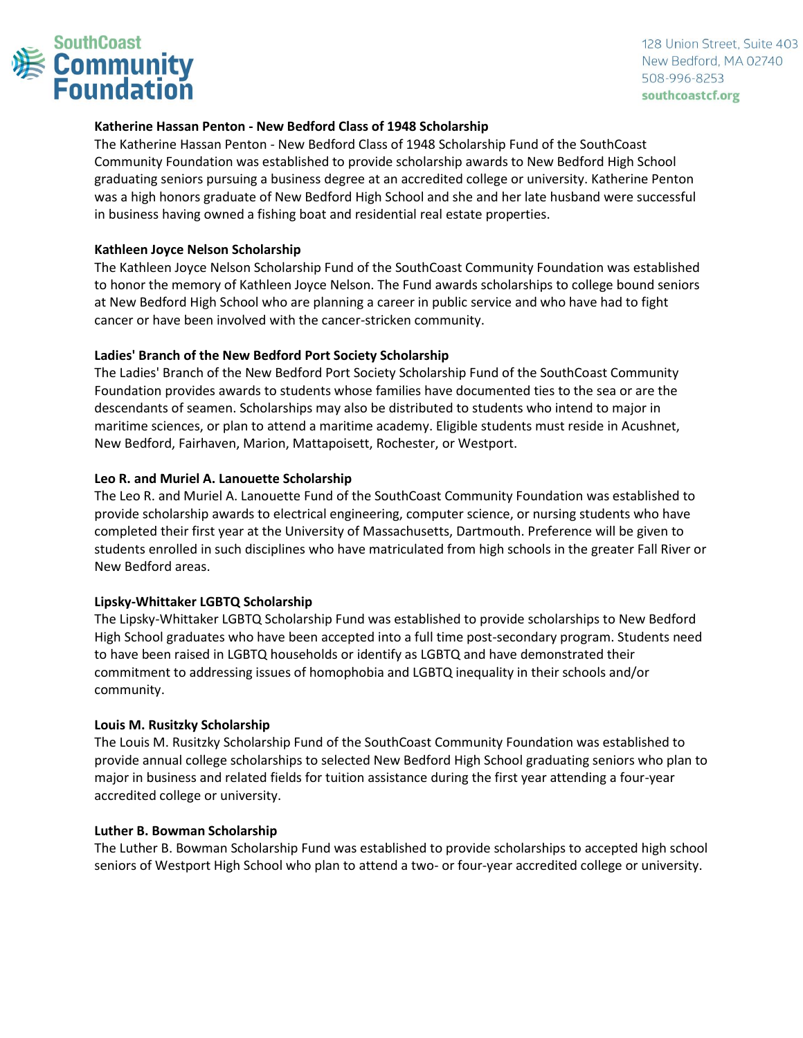**Katherine Hassan Penton - New Bedford Class of 1948 Scholarship**

The Katherine Hassan Penton - New Bedford Class of 1948 Scholarship Fund of the SouthCoast Community Foundation was established to provide scholarship awards to New Bedford High School graduating seniors pursuing a business degree at an accredited college or university. Katherine Penton was a high honors graduate of New Bedford High School and she and her late husband were successful in business having owned a fishing boat and residential real estate properties.

**Kathleen Joyce Nelson Scholarship**

The Kathleen Joyce Nelson Scholarship Fund of the SouthCoast Community Foundation was established to honor the memory of Kathleen Joyce Nelson. The Fund awards scholarships to college bound seniors at New Bedford High School who are planning a career in public service and who have had to fight cancer or have been involved with the cancer-stricken community.

**Ladies' Branch of the New Bedford Port Society Scholarship**

The Ladies' Branch of the New Bedford Port Society Scholarship Fund of the SouthCoast Community Foundation provides awards to students whose families have documented ties to the sea or are the descendants of seamen. Scholarships may also be distributed to students who intend to major in maritime sciences, or plan to attend a maritime academy. Eligible students must reside in Acushnet, New Bedford, Fairhaven, Marion, Mattapoisett, Rochester, or Westport.

**Leo R. and Muriel A. Lanouette Scholarship**

The Leo R. and Muriel A. Lanouette Fund of the SouthCoast Community Foundation was established to provide scholarship awards to electrical engineering, computer science, or nursing students who have completed their first year at the University of Massachusetts, Dartmouth. Preference will be given to students enrolled in such disciplines who have matriculated from high schools in the greater Fall River or New Bedford areas.

**Lipsky-Whittaker LGBTQ Scholarship**

The Lipsky-Whittaker LGBTQ Scholarship Fund was established to provide scholarships to New Bedford High School graduates who have been accepted into a full time post-secondary program. Students need to have been raised in LGBTQ households or identify as LGBTQ and have demonstrated their commitment to addressing issues of homophobia and LGBTQ inequality in their schools and/or community.

**Louis M. Rusitzky Scholarship**

The Louis M. Rusitzky Scholarship Fund of the SouthCoast Community Foundation was established to provide annual college scholarships to selected New Bedford High School graduating seniors who plan to major in business and related fields for tuition assistance during the first year attending a four-year accredited college or university.

**Luther B. Bowman Scholarship**

The Luther B. Bowman Scholarship Fund was established to provide scholarships to accepted high school seniors of Westport High School who plan to attend a two- or four-year accredited college or university.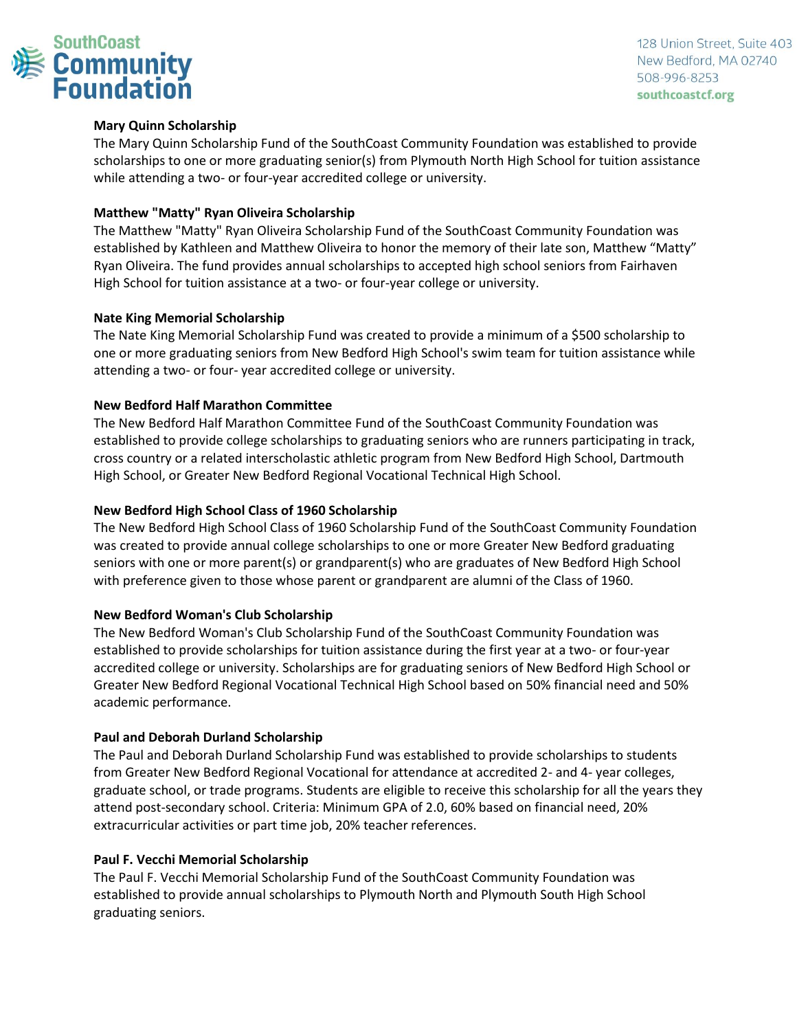**Mary Quinn Scholarship**
The Mary Quinn Scholarship Fund of the SouthCoast Community Foundation was established to provide scholarships to one or more graduating senior(s) from Plymouth North High School for tuition assistance while attending a two- or four-year accredited college or university.

**Matthew "Matty" Ryan Oliveira Scholarship**
The Matthew "Matty" Ryan Oliveira Scholarship Fund of the SouthCoast Community Foundation was established by Kathleen and Matthew Oliveira to honor the memory of their late son, Matthew "Matty" Ryan Oliveira. The fund provides annual scholarships to accepted high school seniors from Fairhaven High School for tuition assistance at a two- or four-year college or university.

**Nate King Memorial Scholarship**
The Nate King Memorial Scholarship Fund was created to provide a minimum of a $500 scholarship to one or more graduating seniors from New Bedford High School's swim team for tuition assistance while attending a two- or four- year accredited college or university.

**New Bedford Half Marathon Committee**
The New Bedford Half Marathon Committee Fund of the SouthCoast Community Foundation was established to provide college scholarships to graduating seniors who are runners participating in track, cross country or a related interscholastic athletic program from New Bedford High School, Dartmouth High School, or Greater New Bedford Regional Vocational Technical High School.

**New Bedford High School Class of 1960 Scholarship**
The New Bedford High School Class of 1960 Scholarship Fund of the SouthCoast Community Foundation was created to provide annual college scholarships to one or more Greater New Bedford graduating seniors with one or more parent(s) or grandparent(s) who are graduates of New Bedford High School with preference given to those whose parent or grandparent are alumni of the Class of 1960.

**New Bedford Woman's Club Scholarship**
The New Bedford Woman's Club Scholarship Fund of the SouthCoast Community Foundation was established to provide scholarships for tuition assistance during the first year at a two- or four-year accredited college or university. Scholarships are for graduating seniors of New Bedford High School or Greater New Bedford Regional Vocational Technical High School based on 50% financial need and 50% academic performance.

**Paul and Deborah Durland Scholarship**
The Paul and Deborah Durland Scholarship Fund was established to provide scholarships to students from Greater New Bedford Regional Vocational for attendance at accredited 2- and 4- year colleges, graduate school, or trade programs. Students are eligible to receive this scholarship for all the years they attend post-secondary school. Criteria: Minimum GPA of 2.0, 60% based on financial need, 20% extracurricular activities or part time job, 20% teacher references.

**Paul F. Vecchi Memorial Scholarship**
The Paul F. Vecchi Memorial Scholarship Fund of the SouthCoast Community Foundation was established to provide annual scholarships to Plymouth North and Plymouth South High School graduating seniors.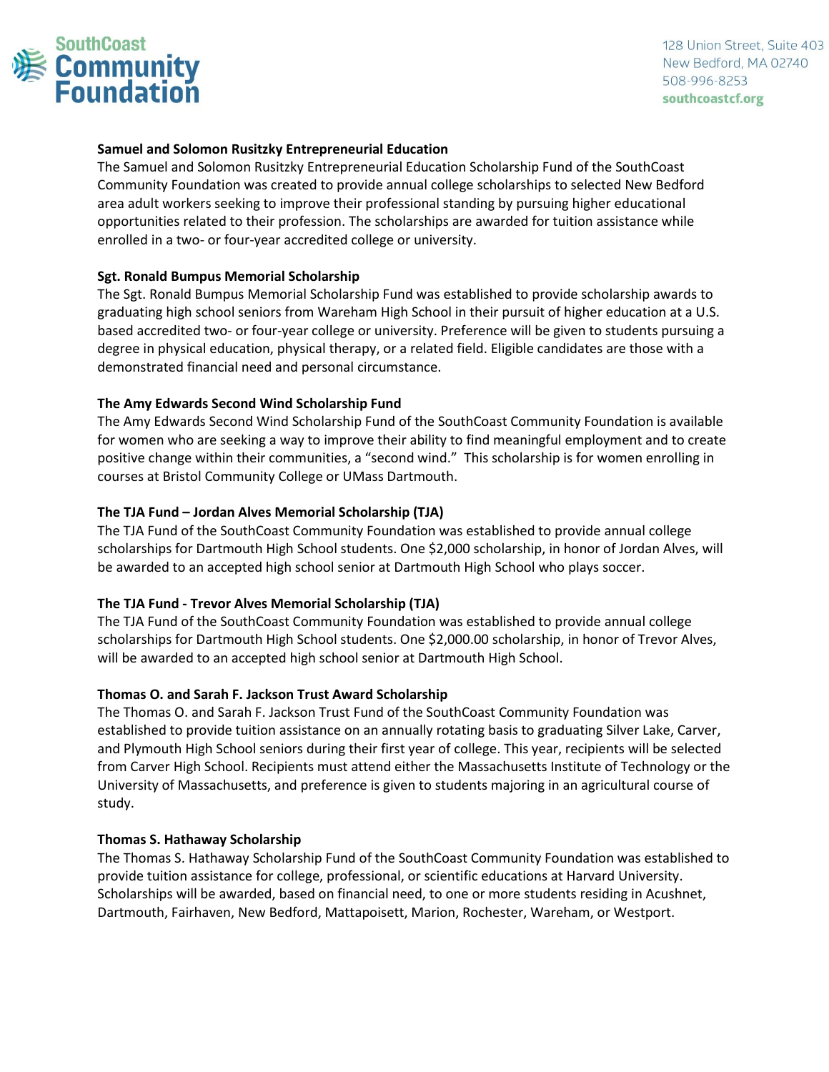**Samuel and Solomon Rusitzky Entrepreneurial Education**

The Samuel and Solomon Rusitzky Entrepreneurial Education Scholarship Fund of the SouthCoast Community Foundation was created to provide annual college scholarships to selected New Bedford area adult workers seeking to improve their professional standing by pursuing higher educational opportunities related to their profession. The scholarships are awarded for tuition assistance while enrolled in a two- or four-year accredited college or university.

**Sgt. Ronald Bumpus Memorial Scholarship**

The Sgt. Ronald Bumpus Memorial Scholarship Fund was established to provide scholarship awards to graduating high school seniors from Wareham High School in their pursuit of higher education at a U.S. based accredited two- or four-year college or university. Preference will be given to students pursuing a degree in physical education, physical therapy, or a related field. Eligible candidates are those with a demonstrated financial need and personal circumstance.

**The Amy Edwards Second Wind Scholarship Fund**

The Amy Edwards Second Wind Scholarship Fund of the SouthCoast Community Foundation is available for women who are seeking a way to improve their ability to find meaningful employment and to create positive change within their communities, a "second wind." This scholarship is for women enrolling in courses at Bristol Community College or UMass Dartmouth.

**The TJA Fund – Jordan Alves Memorial Scholarship (TJA)**

The TJA Fund of the SouthCoast Community Foundation was established to provide annual college scholarships for Dartmouth High School students. One $2,000 scholarship, in honor of Jordan Alves, will be awarded to an accepted high school senior at Dartmouth High School who plays soccer.

**The TJA Fund - Trevor Alves Memorial Scholarship (TJA)**

The TJA Fund of the SouthCoast Community Foundation was established to provide annual college scholarships for Dartmouth High School students. One $2,000.00 scholarship, in honor of Trevor Alves, will be awarded to an accepted high school senior at Dartmouth High School.

**Thomas O. and Sarah F. Jackson Trust Award Scholarship**

The Thomas O. and Sarah F. Jackson Trust Fund of the SouthCoast Community Foundation was established to provide tuition assistance on an annually rotating basis to graduating Silver Lake, Carver, and Plymouth High School seniors during their first year of college. This year, recipients will be selected from Carver High School. Recipients must attend either the Massachusetts Institute of Technology or the University of Massachusetts, and preference is given to students majoring in an agricultural course of study.

**Thomas S. Hathaway Scholarship**

The Thomas S. Hathaway Scholarship Fund of the SouthCoast Community Foundation was established to provide tuition assistance for college, professional, or scientific educations at Harvard University. Scholarships will be awarded, based on financial need, to one or more students residing in Acushnet, Dartmouth, Fairhaven, New Bedford, Mattapoisett, Marion, Rochester, Wareham, or Westport.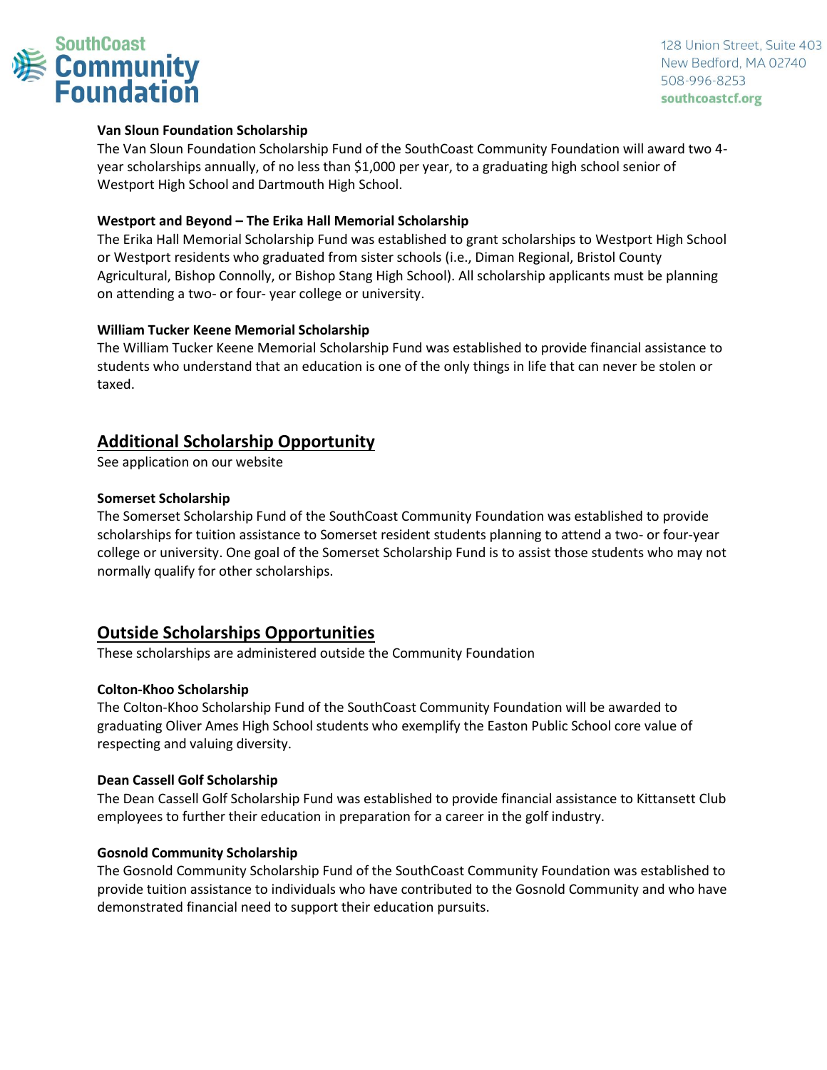**Van Sloun Foundation Scholarship**

The Van Sloun Foundation Scholarship Fund of the SouthCoast Community Foundation will award two 4-year scholarships annually, of no less than $1,000 per year, to a graduating high school senior of Westport High School and Dartmouth High School.

**Westport and Beyond – The Erika Hall Memorial Scholarship**

The Erika Hall Memorial Scholarship Fund was established to grant scholarships to Westport High School or Westport residents who graduated from sister schools (i.e., Diman Regional, Bristol County Agricultural, Bishop Connolly, or Bishop Stang High School). All scholarship applicants must be planning on attending a two- or four- year college or university.

**William Tucker Keene Memorial Scholarship**

The William Tucker Keene Memorial Scholarship Fund was established to provide financial assistance to students who understand that an education is one of the only things in life that can never be stolen or taxed.

## Additional Scholarship Opportunity

See application on our website

**Somerset Scholarship**

The Somerset Scholarship Fund of the SouthCoast Community Foundation was established to provide scholarships for tuition assistance to Somerset resident students planning to attend a two- or four-year college or university. One goal of the Somerset Scholarship Fund is to assist those students who may not normally qualify for other scholarships.

## Outside Scholarships Opportunities

These scholarships are administered outside the Community Foundation

**Colton-Khoo Scholarship**

The Colton-Khoo Scholarship Fund of the SouthCoast Community Foundation will be awarded to graduating Oliver Ames High School students who exemplify the Easton Public School core value of respecting and valuing diversity.

**Dean Cassell Golf Scholarship**

The Dean Cassell Golf Scholarship Fund was established to provide financial assistance to Kittansett Club employees to further their education in preparation for a career in the golf industry.

**Gosnold Community Scholarship**

The Gosnold Community Scholarship Fund of the SouthCoast Community Foundation was established to provide tuition assistance to individuals who have contributed to the Gosnold Community and who have demonstrated financial need to support their education pursuits.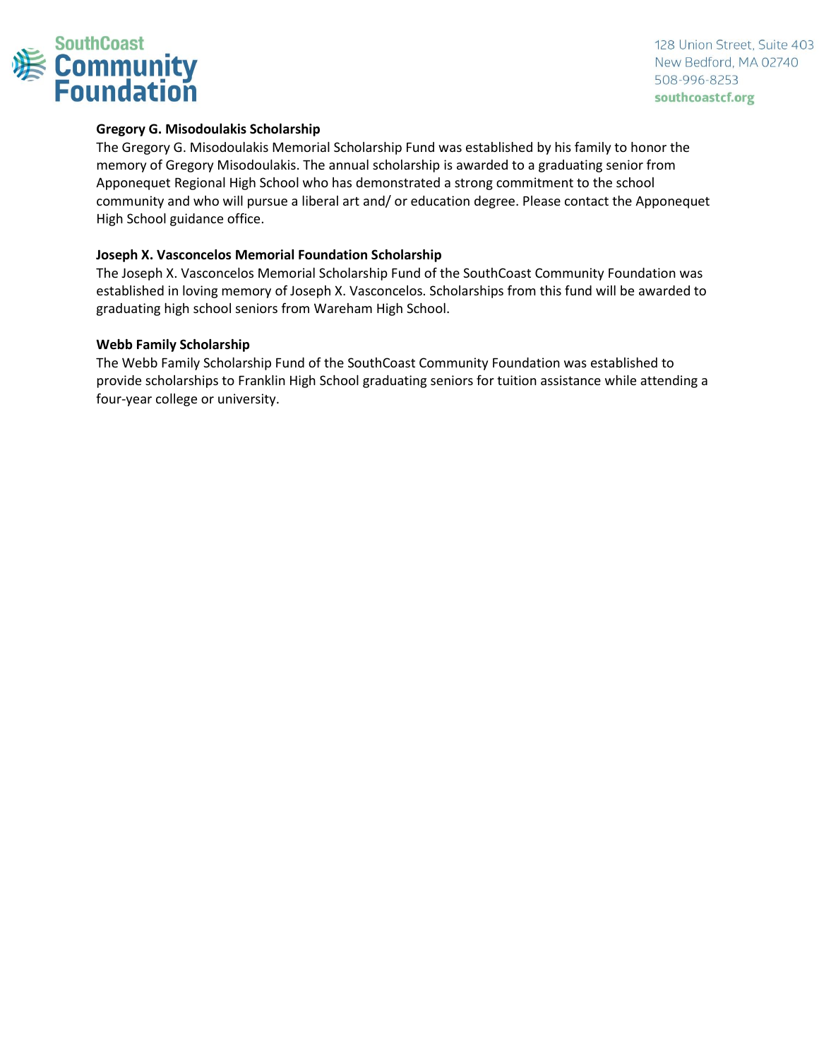**Gregory G. Misodoulakis Scholarship**

The Gregory G. Misodoulakis Memorial Scholarship Fund was established by his family to honor the memory of Gregory Misodoulakis. The annual scholarship is awarded to a graduating senior from Apponequet Regional High School who has demonstrated a strong commitment to the school community and who will pursue a liberal art and/ or education degree. Please contact the Apponequet High School guidance office.

**Joseph X. Vasconcelos Memorial Foundation Scholarship**

The Joseph X. Vasconcelos Memorial Scholarship Fund of the SouthCoast Community Foundation was established in loving memory of Joseph X. Vasconcelos. Scholarships from this fund will be awarded to graduating high school seniors from Wareham High School.

**Webb Family Scholarship**

The Webb Family Scholarship Fund of the SouthCoast Community Foundation was established to provide scholarships to Franklin High School graduating seniors for tuition assistance while attending a four-year college or university.